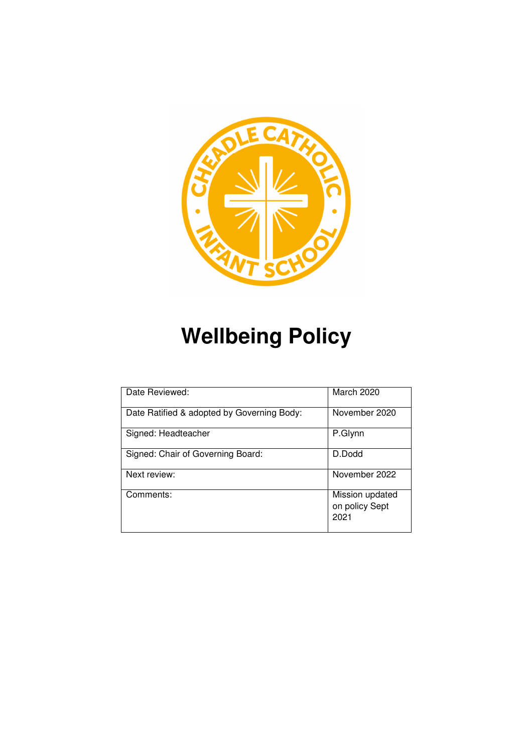# Wellbeing Policy

| | |
|---|---|
| Date Reviewed: | March 2020 |
| Date Ratified & adopted by Governing Body: | November 2020 |
| Signed: Headteacher | P.Glynn |
| Signed: Chair of Governing Board: | D.Dodd |
| Next review: | November 2022 |
| Comments: | Mission updated on policy Sept 2021 |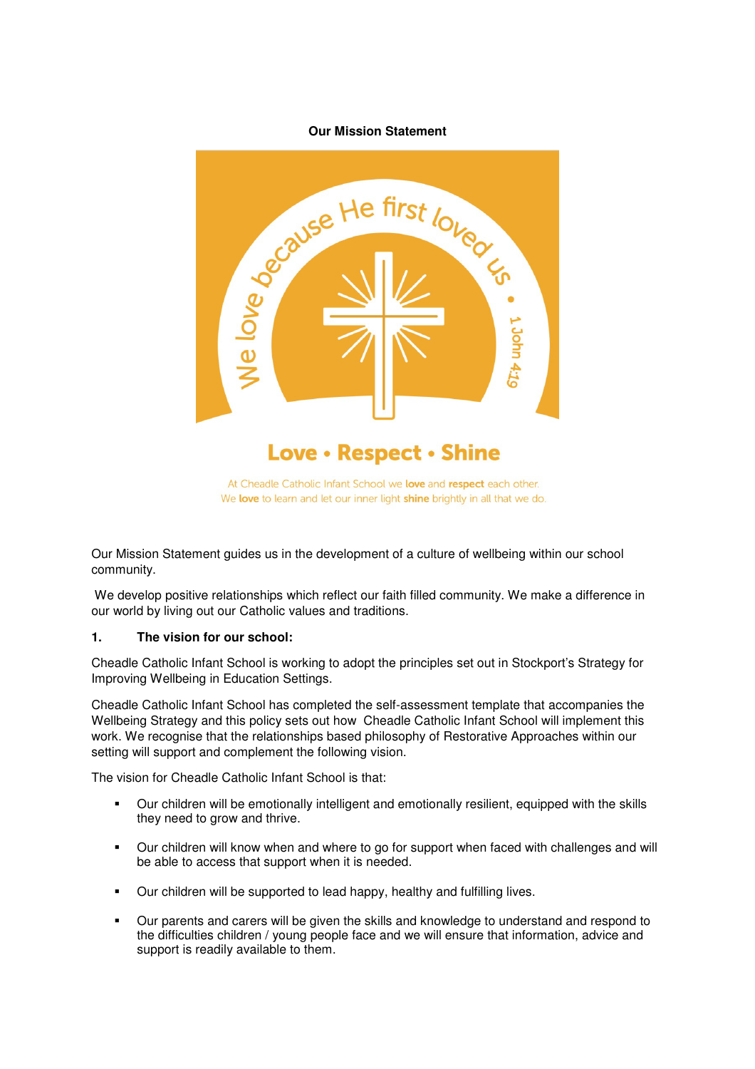**Our Mission Statement**

We love because He first loved us • 1 John 4:19

**Love • Respect • Shine**

At Cheadle Catholic Infant School we **love** and **respect** each other.
We **love** to learn and let our inner light **shine** brightly in all that we do.

Our Mission Statement guides us in the development of a culture of wellbeing within our school community.

We develop positive relationships which reflect our faith filled community. We make a difference in our world by living out our Catholic values and traditions.

### 1. The vision for our school:

Cheadle Catholic Infant School is working to adopt the principles set out in Stockport's Strategy for Improving Wellbeing in Education Settings.

Cheadle Catholic Infant School has completed the self-assessment template that accompanies the Wellbeing Strategy and this policy sets out how Cheadle Catholic Infant School will implement this work. We recognise that the relationships based philosophy of Restorative Approaches within our setting will support and complement the following vision.

The vision for Cheadle Catholic Infant School is that:

- Our children will be emotionally intelligent and emotionally resilient, equipped with the skills they need to grow and thrive.
- Our children will know when and where to go for support when faced with challenges and will be able to access that support when it is needed.
- Our children will be supported to lead happy, healthy and fulfilling lives.
- Our parents and carers will be given the skills and knowledge to understand and respond to the difficulties children / young people face and we will ensure that information, advice and support is readily available to them.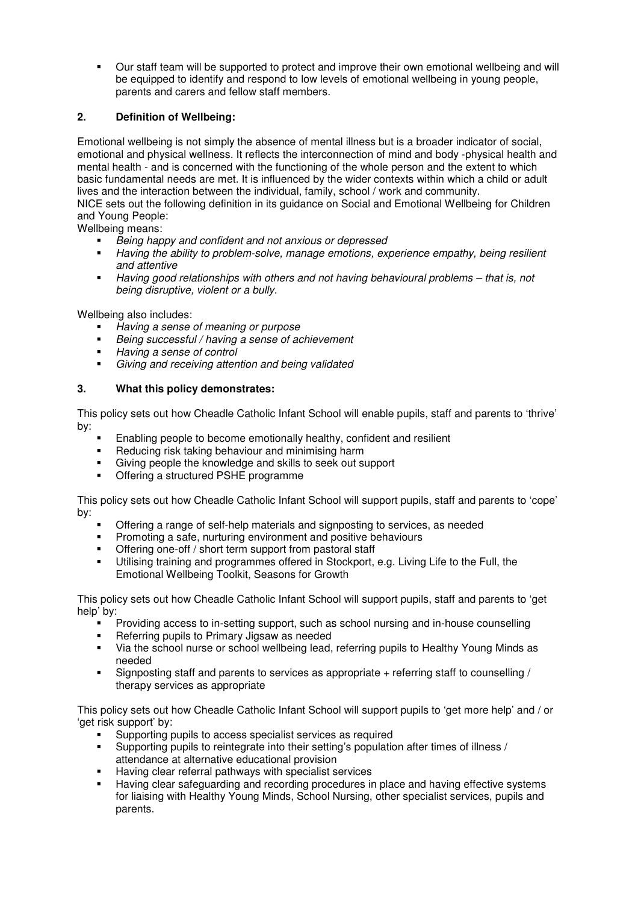- Our staff team will be supported to protect and improve their own emotional wellbeing and will be equipped to identify and respond to low levels of emotional wellbeing in young people, parents and carers and fellow staff members.

## 2. Definition of Wellbeing:

Emotional wellbeing is not simply the absence of mental illness but is a broader indicator of social, emotional and physical wellness. It reflects the interconnection of mind and body -physical health and mental health - and is concerned with the functioning of the whole person and the extent to which basic fundamental needs are met. It is influenced by the wider contexts within which a child or adult lives and the interaction between the individual, family, school / work and community.
NICE sets out the following definition in its guidance on Social and Emotional Wellbeing for Children and Young People:

Wellbeing means:

- *Being happy and confident and not anxious or depressed*
- *Having the ability to problem-solve, manage emotions, experience empathy, being resilient and attentive*
- *Having good relationships with others and not having behavioural problems – that is, not being disruptive, violent or a bully.*

Wellbeing also includes:

- *Having a sense of meaning or purpose*
- *Being successful / having a sense of achievement*
- *Having a sense of control*
- *Giving and receiving attention and being validated*

## 3. What this policy demonstrates:

This policy sets out how Cheadle Catholic Infant School will enable pupils, staff and parents to 'thrive' by:

- Enabling people to become emotionally healthy, confident and resilient
- Reducing risk taking behaviour and minimising harm
- Giving people the knowledge and skills to seek out support
- Offering a structured PSHE programme

This policy sets out how Cheadle Catholic Infant School will support pupils, staff and parents to 'cope' by:

- Offering a range of self-help materials and signposting to services, as needed
- Promoting a safe, nurturing environment and positive behaviours
- Offering one-off / short term support from pastoral staff
- Utilising training and programmes offered in Stockport, e.g. Living Life to the Full, the Emotional Wellbeing Toolkit, Seasons for Growth

This policy sets out how Cheadle Catholic Infant School will support pupils, staff and parents to 'get help' by:

- Providing access to in-setting support, such as school nursing and in-house counselling
- Referring pupils to Primary Jigsaw as needed
- Via the school nurse or school wellbeing lead, referring pupils to Healthy Young Minds as needed
- Signposting staff and parents to services as appropriate + referring staff to counselling / therapy services as appropriate

This policy sets out how Cheadle Catholic Infant School will support pupils to 'get more help' and / or 'get risk support' by:

- Supporting pupils to access specialist services as required
- Supporting pupils to reintegrate into their setting's population after times of illness / attendance at alternative educational provision
- Having clear referral pathways with specialist services
- Having clear safeguarding and recording procedures in place and having effective systems for liaising with Healthy Young Minds, School Nursing, other specialist services, pupils and parents.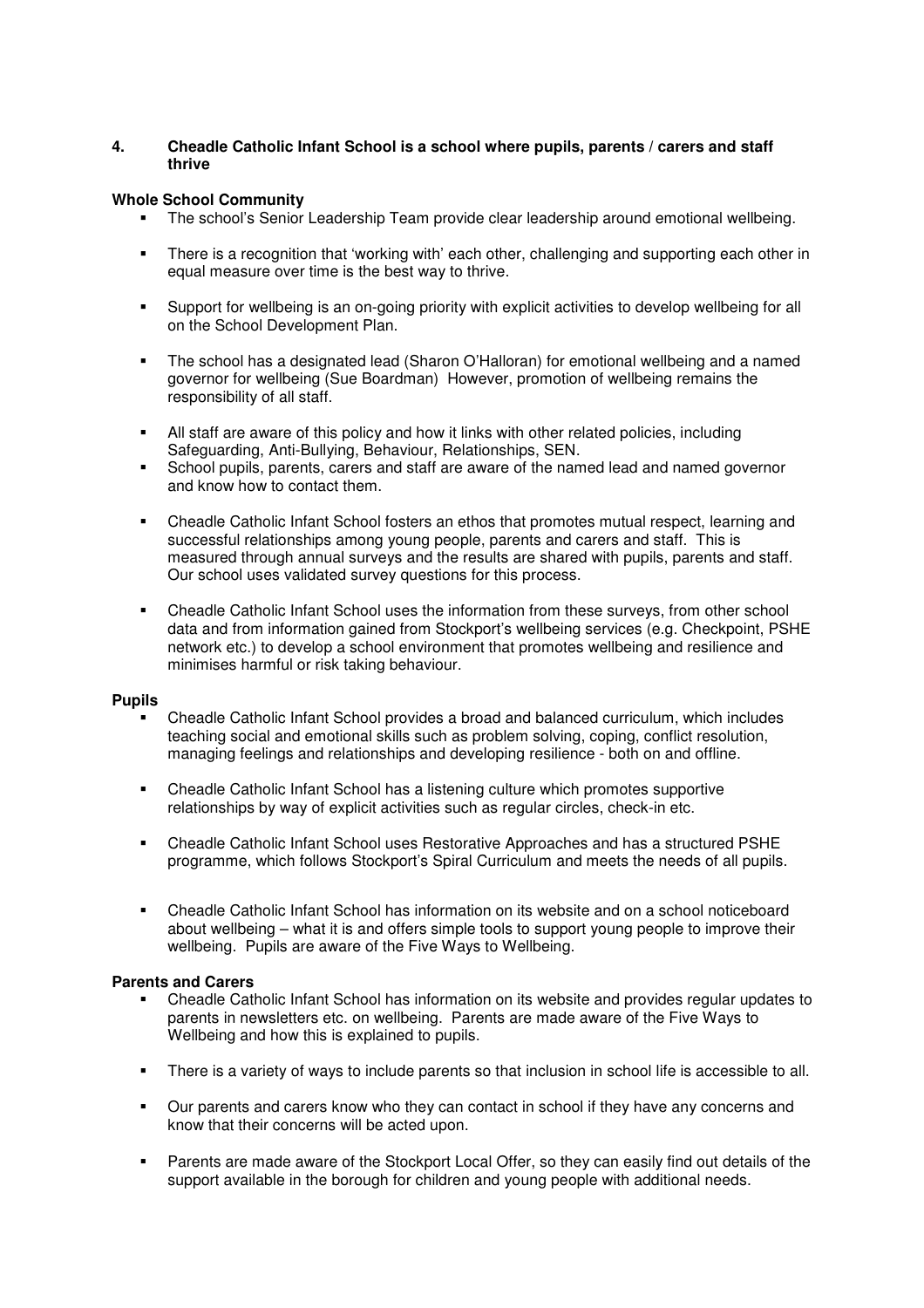## 4. Cheadle Catholic Infant School is a school where pupils, parents / carers and staff thrive

**Whole School Community**

- The school's Senior Leadership Team provide clear leadership around emotional wellbeing.
- There is a recognition that 'working with' each other, challenging and supporting each other in equal measure over time is the best way to thrive.
- Support for wellbeing is an on-going priority with explicit activities to develop wellbeing for all on the School Development Plan.
- The school has a designated lead (Sharon O'Halloran) for emotional wellbeing and a named governor for wellbeing (Sue Boardman) However, promotion of wellbeing remains the responsibility of all staff.
- All staff are aware of this policy and how it links with other related policies, including Safeguarding, Anti-Bullying, Behaviour, Relationships, SEN.
- School pupils, parents, carers and staff are aware of the named lead and named governor and know how to contact them.
- Cheadle Catholic Infant School fosters an ethos that promotes mutual respect, learning and successful relationships among young people, parents and carers and staff. This is measured through annual surveys and the results are shared with pupils, parents and staff. Our school uses validated survey questions for this process.
- Cheadle Catholic Infant School uses the information from these surveys, from other school data and from information gained from Stockport's wellbeing services (e.g. Checkpoint, PSHE network etc.) to develop a school environment that promotes wellbeing and resilience and minimises harmful or risk taking behaviour.

**Pupils**

- Cheadle Catholic Infant School provides a broad and balanced curriculum, which includes teaching social and emotional skills such as problem solving, coping, conflict resolution, managing feelings and relationships and developing resilience - both on and offline.
- Cheadle Catholic Infant School has a listening culture which promotes supportive relationships by way of explicit activities such as regular circles, check-in etc.
- Cheadle Catholic Infant School uses Restorative Approaches and has a structured PSHE programme, which follows Stockport's Spiral Curriculum and meets the needs of all pupils.
- Cheadle Catholic Infant School has information on its website and on a school noticeboard about wellbeing – what it is and offers simple tools to support young people to improve their wellbeing. Pupils are aware of the Five Ways to Wellbeing.

**Parents and Carers**

- Cheadle Catholic Infant School has information on its website and provides regular updates to parents in newsletters etc. on wellbeing. Parents are made aware of the Five Ways to Wellbeing and how this is explained to pupils.
- There is a variety of ways to include parents so that inclusion in school life is accessible to all.
- Our parents and carers know who they can contact in school if they have any concerns and know that their concerns will be acted upon.
- Parents are made aware of the Stockport Local Offer, so they can easily find out details of the support available in the borough for children and young people with additional needs.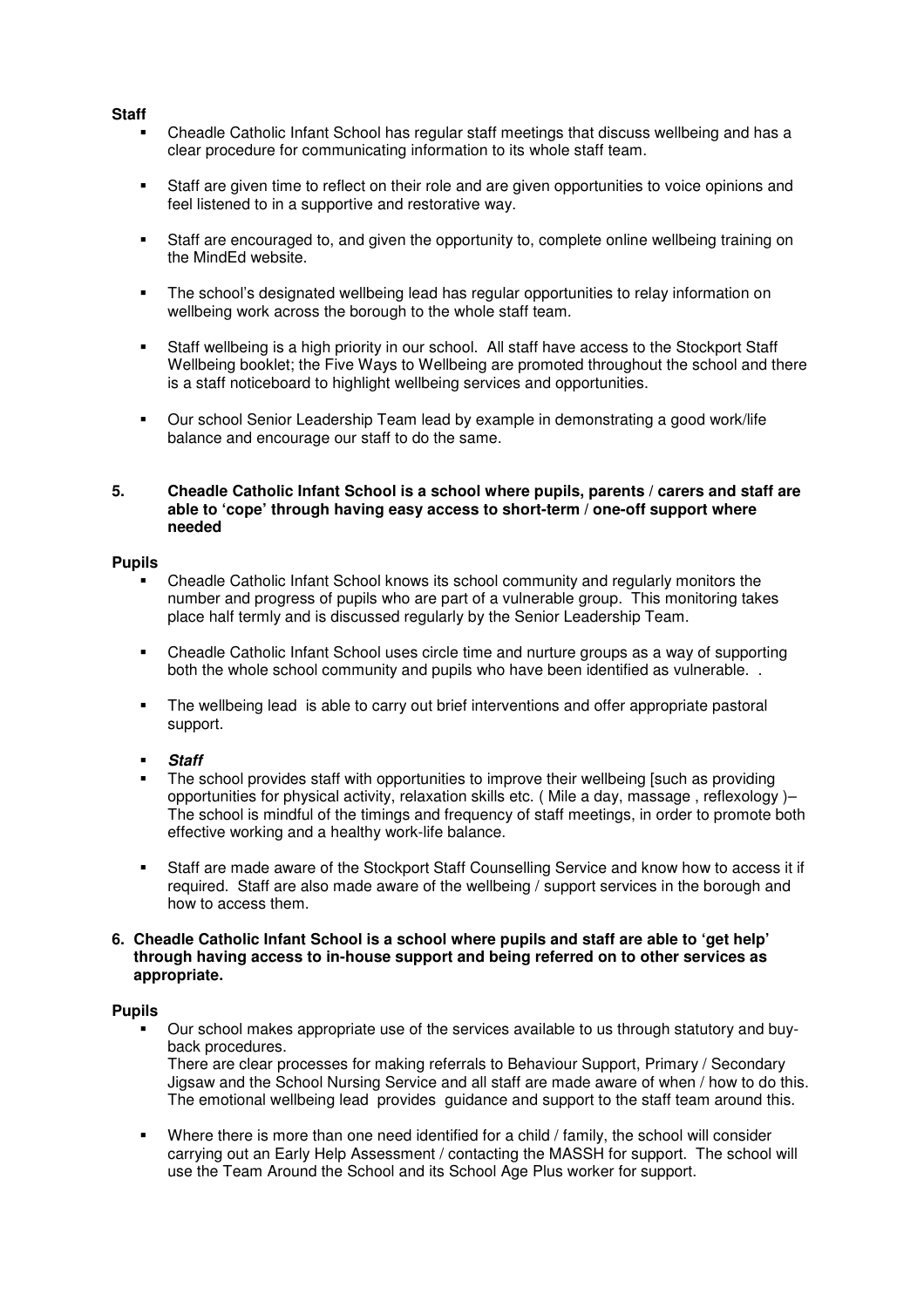**Staff**

- Cheadle Catholic Infant School has regular staff meetings that discuss wellbeing and has a clear procedure for communicating information to its whole staff team.

- Staff are given time to reflect on their role and are given opportunities to voice opinions and feel listened to in a supportive and restorative way.

- Staff are encouraged to, and given the opportunity to, complete online wellbeing training on the MindEd website.

- The school's designated wellbeing lead has regular opportunities to relay information on wellbeing work across the borough to the whole staff team.

- Staff wellbeing is a high priority in our school. All staff have access to the Stockport Staff Wellbeing booklet; the Five Ways to Wellbeing are promoted throughout the school and there is a staff noticeboard to highlight wellbeing services and opportunities.

- Our school Senior Leadership Team lead by example in demonstrating a good work/life balance and encourage our staff to do the same.

**5. Cheadle Catholic Infant School is a school where pupils, parents / carers and staff are able to 'cope' through having easy access to short-term / one-off support where needed**

**Pupils**

- Cheadle Catholic Infant School knows its school community and regularly monitors the number and progress of pupils who are part of a vulnerable group. This monitoring takes place half termly and is discussed regularly by the Senior Leadership Team.

- Cheadle Catholic Infant School uses circle time and nurture groups as a way of supporting both the whole school community and pupils who have been identified as vulnerable. .

- The wellbeing lead is able to carry out brief interventions and offer appropriate pastoral support.

- ***Staff***
- The school provides staff with opportunities to improve their wellbeing [such as providing opportunities for physical activity, relaxation skills etc. ( Mile a day, massage , reflexology )– The school is mindful of the timings and frequency of staff meetings, in order to promote both effective working and a healthy work-life balance.

- Staff are made aware of the Stockport Staff Counselling Service and know how to access it if required. Staff are also made aware of the wellbeing / support services in the borough and how to access them.

**6. Cheadle Catholic Infant School is a school where pupils and staff are able to 'get help' through having access to in-house support and being referred on to other services as appropriate.**

**Pupils**

- Our school makes appropriate use of the services available to us through statutory and buy-back procedures.
  There are clear processes for making referrals to Behaviour Support, Primary / Secondary Jigsaw and the School Nursing Service and all staff are made aware of when / how to do this. The emotional wellbeing lead provides guidance and support to the staff team around this.

- Where there is more than one need identified for a child / family, the school will consider carrying out an Early Help Assessment / contacting the MASSH for support. The school will use the Team Around the School and its School Age Plus worker for support.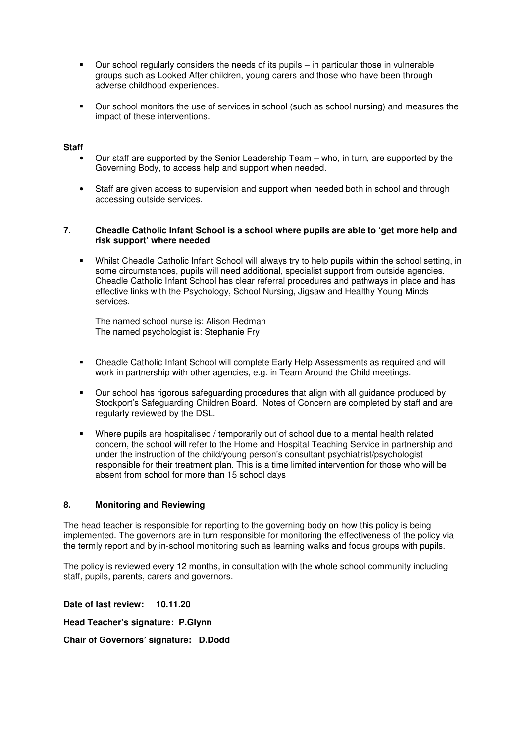- Our school regularly considers the needs of its pupils – in particular those in vulnerable groups such as Looked After children, young carers and those who have been through adverse childhood experiences.

- Our school monitors the use of services in school (such as school nursing) and measures the impact of these interventions.

**Staff**

- Our staff are supported by the Senior Leadership Team – who, in turn, are supported by the Governing Body, to access help and support when needed.

- Staff are given access to supervision and support when needed both in school and through accessing outside services.

**7. Cheadle Catholic Infant School is a school where pupils are able to 'get more help and risk support' where needed**

- Whilst Cheadle Catholic Infant School will always try to help pupils within the school setting, in some circumstances, pupils will need additional, specialist support from outside agencies. Cheadle Catholic Infant School has clear referral procedures and pathways in place and has effective links with the Psychology, School Nursing, Jigsaw and Healthy Young Minds services.

  The named school nurse is: Alison Redman
  The named psychologist is: Stephanie Fry

- Cheadle Catholic Infant School will complete Early Help Assessments as required and will work in partnership with other agencies, e.g. in Team Around the Child meetings.

- Our school has rigorous safeguarding procedures that align with all guidance produced by Stockport's Safeguarding Children Board. Notes of Concern are completed by staff and are regularly reviewed by the DSL.

- Where pupils are hospitalised / temporarily out of school due to a mental health related concern, the school will refer to the Home and Hospital Teaching Service in partnership and under the instruction of the child/young person's consultant psychiatrist/psychologist responsible for their treatment plan. This is a time limited intervention for those who will be absent from school for more than 15 school days

**8. Monitoring and Reviewing**

The head teacher is responsible for reporting to the governing body on how this policy is being implemented. The governors are in turn responsible for monitoring the effectiveness of the policy via the termly report and by in-school monitoring such as learning walks and focus groups with pupils.

The policy is reviewed every 12 months, in consultation with the whole school community including staff, pupils, parents, carers and governors.

**Date of last review: 10.11.20**

**Head Teacher's signature: P.Glynn**

**Chair of Governors' signature: D.Dodd**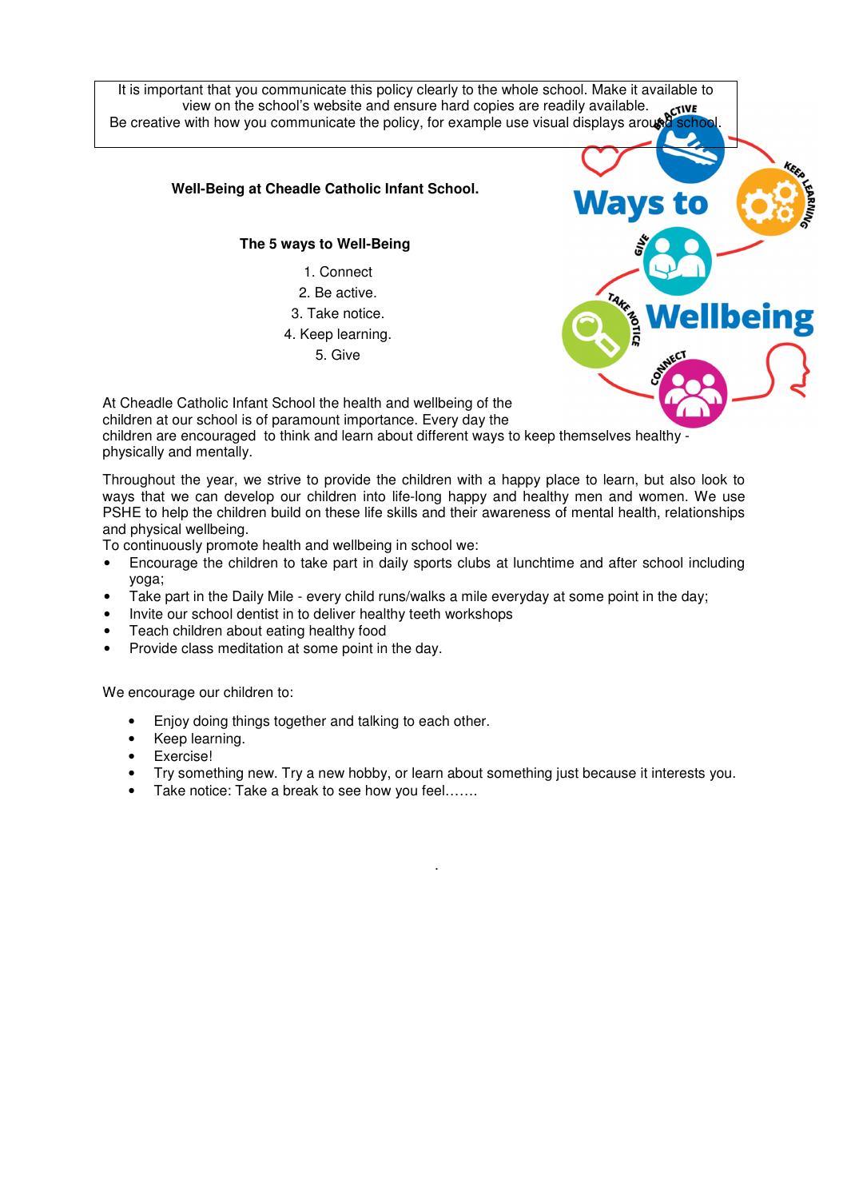It is important that you communicate this policy clearly to the whole school. Make it available to view on the school's website and ensure hard copies are readily available. Be creative with how you communicate the policy, for example use visual displays around school.

**Well-Being at Cheadle Catholic Infant School.**

**The 5 ways to Well-Being**

1. Connect
2. Be active.
3. Take notice.
4. Keep learning.
5. Give

At Cheadle Catholic Infant School the health and wellbeing of the children at our school is of paramount importance. Every day the children are encouraged to think and learn about different ways to keep themselves healthy - physically and mentally.

Throughout the year, we strive to provide the children with a happy place to learn, but also look to ways that we can develop our children into life-long happy and healthy men and women. We use PSHE to help the children build on these life skills and their awareness of mental health, relationships and physical wellbeing.

To continuously promote health and wellbeing in school we:

- Encourage the children to take part in daily sports clubs at lunchtime and after school including yoga;
- Take part in the Daily Mile - every child runs/walks a mile everyday at some point in the day;
- Invite our school dentist in to deliver healthy teeth workshops
- Teach children about eating healthy food
- Provide class meditation at some point in the day.

We encourage our children to:

- Enjoy doing things together and talking to each other.
- Keep learning.
- Exercise!
- Try something new. Try a new hobby, or learn about something just because it interests you.
- Take notice: Take a break to see how you feel…….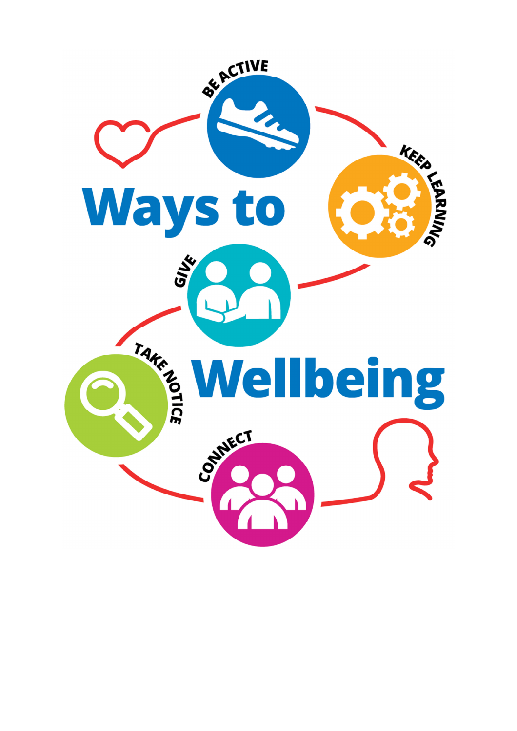# Ways to Wellbeing

BE ACTIVE

KEEP LEARNING

GIVE

TAKE NOTICE

CONNECT